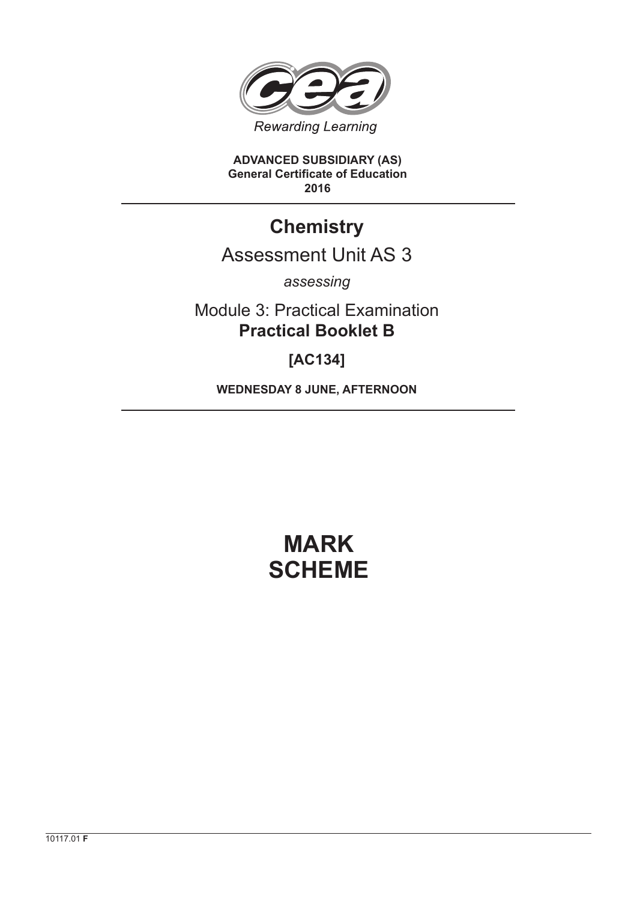Rewarding Learning

**ADVANCED SUBSIDIARY (AS)**
**General Certificate of Education**
**2016**

# Chemistry

## Assessment Unit AS 3

*assessing*

Module 3: Practical Examination
**Practical Booklet B**

**[AC134]**

**WEDNESDAY 8 JUNE, AFTERNOON**

# MARK SCHEME

10117.01 **F**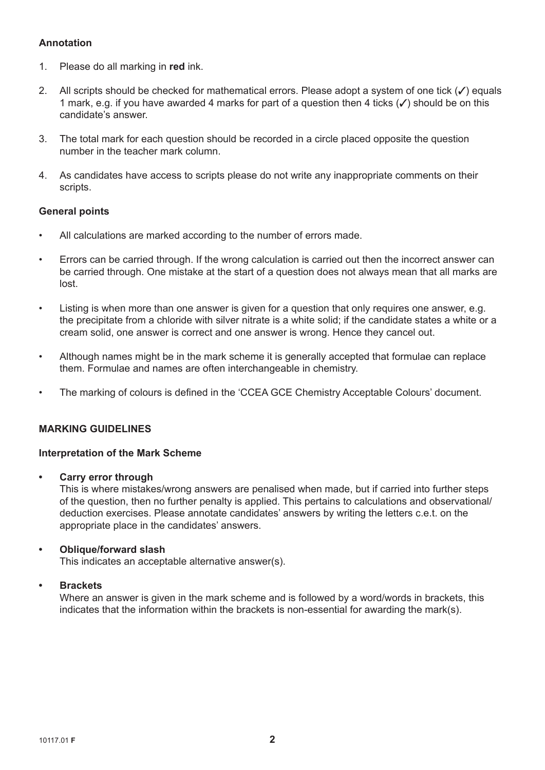### Annotation

1. Please do all marking in **red** ink.

2. All scripts should be checked for mathematical errors. Please adopt a system of one tick (✓) equals 1 mark, e.g. if you have awarded 4 marks for part of a question then 4 ticks (✓) should be on this candidate's answer.

3. The total mark for each question should be recorded in a circle placed opposite the question number in the teacher mark column.

4. As candidates have access to scripts please do not write any inappropriate comments on their scripts.

### General points

- All calculations are marked according to the number of errors made.
- Errors can be carried through. If the wrong calculation is carried out then the incorrect answer can be carried through. One mistake at the start of a question does not always mean that all marks are lost.
- Listing is when more than one answer is given for a question that only requires one answer, e.g. the precipitate from a chloride with silver nitrate is a white solid; if the candidate states a white or a cream solid, one answer is correct and one answer is wrong. Hence they cancel out.
- Although names might be in the mark scheme it is generally accepted that formulae can replace them. Formulae and names are often interchangeable in chemistry.
- The marking of colours is defined in the 'CCEA GCE Chemistry Acceptable Colours' document.

### MARKING GUIDELINES

### Interpretation of the Mark Scheme

- **Carry error through**
  This is where mistakes/wrong answers are penalised when made, but if carried into further steps of the question, then no further penalty is applied. This pertains to calculations and observational/deduction exercises. Please annotate candidates' answers by writing the letters c.e.t. on the appropriate place in the candidates' answers.

- **Oblique/forward slash**
  This indicates an acceptable alternative answer(s).

- **Brackets**
  Where an answer is given in the mark scheme and is followed by a word/words in brackets, this indicates that the information within the brackets is non-essential for awarding the mark(s).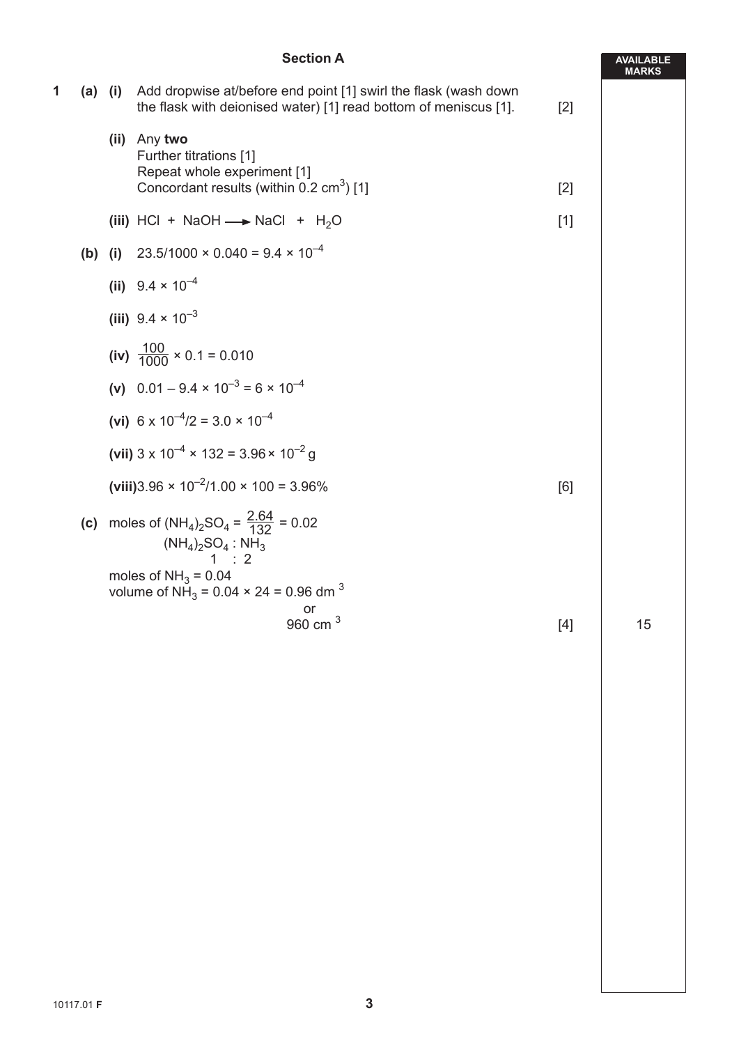## Section A

AVAILABLE MARKS

**1 (a) (i)** Add dropwise at/before end point [1] swirl the flask (wash down the flask with deionised water) [1] read bottom of meniscus [1]. [2]

**(ii)** Any **two**
Further titrations [1]
Repeat whole experiment [1]
Concordant results (within 0.2 $cm^3$) [1] [2]

**(iii)** $HCl + NaOH \longrightarrow NaCl + H_2O$ [1]

**(b) (i)** $23.5/1000 \times 0.040 = 9.4 \times 10^{-4}$

**(ii)** $9.4 \times 10^{-4}$

**(iii)** $9.4 \times 10^{-3}$

**(iv)** $\frac{100}{1000} \times 0.1 = 0.010$

**(v)** $0.01 - 9.4 \times 10^{-3} = 6 \times 10^{-4}$

**(vi)** $6 \times 10^{-4}/2 = 3.0 \times 10^{-4}$

**(vii)** $3 \times 10^{-4} \times 132 = 3.96 \times 10^{-2}$ g

**(viii)** $3.96 \times 10^{-2}/1.00 \times 100 = 3.96\%$ [6]

**(c)** moles of $(NH_4)_2SO_4 = \frac{2.64}{132} = 0.02$

$(NH_4)_2SO_4 : NH_3$

1 : 2

moles of $NH_3 = 0.04$

volume of $NH_3 = 0.04 \times 24 = 0.96$ $dm^3$

or

960 $cm^3$ [4]

15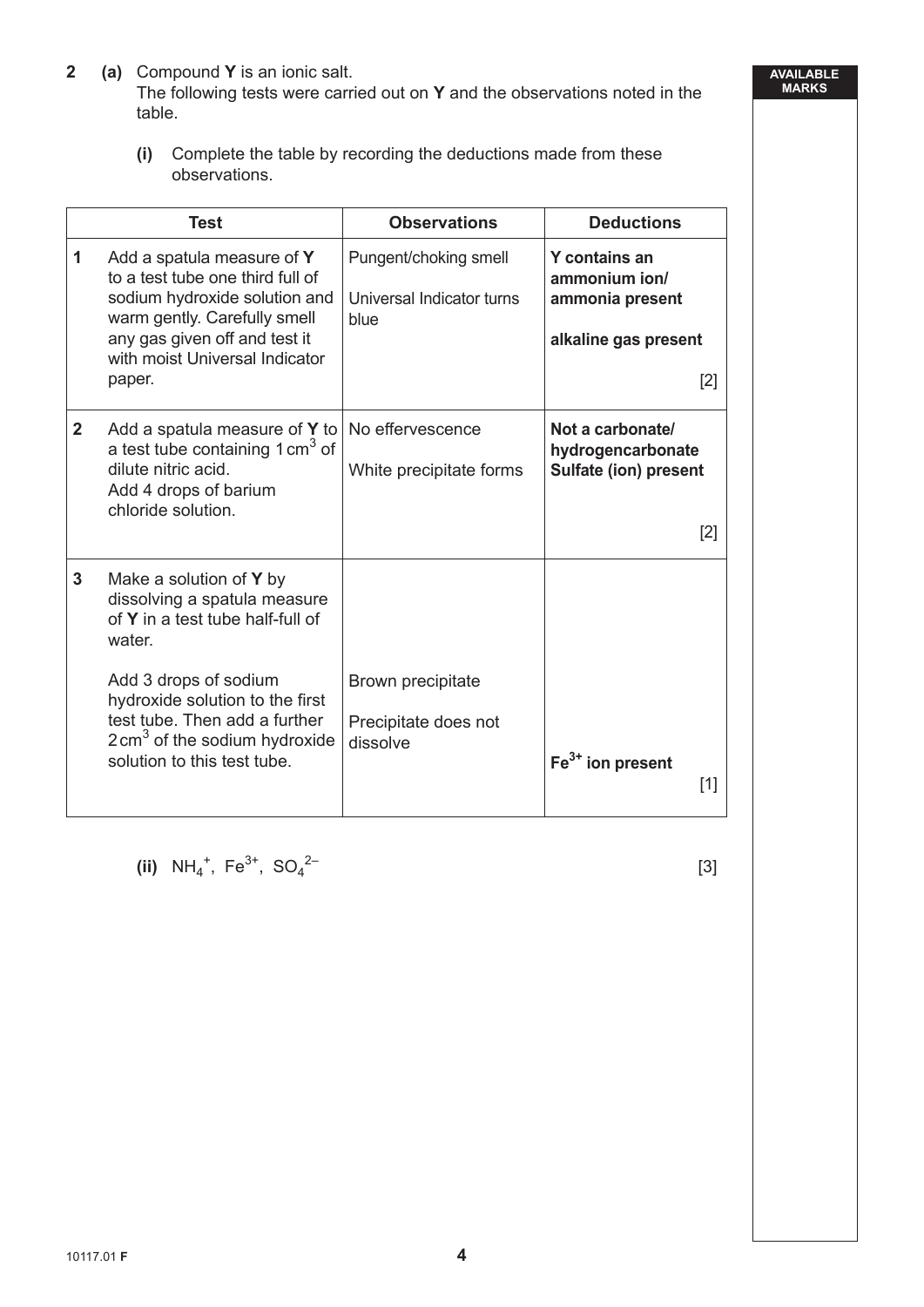**2 (a)** Compound **Y** is an ionic salt.
The following tests were carried out on **Y** and the observations noted in the table.

**(i)** Complete the table by recording the deductions made from these observations.

| | Test | Observations | Deductions |
|---|---|---|---|
| **1** | Add a spatula measure of **Y** to a test tube one third full of sodium hydroxide solution and warm gently. Carefully smell any gas given off and test it with moist Universal Indicator paper. | Pungent/choking smell<br><br>Universal Indicator turns blue | **Y contains an ammonium ion/ ammonia present**<br><br>**alkaline gas present**<br><br>[2] |
| **2** | Add a spatula measure of **Y** to a test tube containing 1 $cm^3$ of dilute nitric acid.<br>Add 4 drops of barium chloride solution. | No effervescence<br><br>White precipitate forms | **Not a carbonate/ hydrogencarbonate**<br>**Sulfate (ion) present**<br><br>[2] |
| **3** | Make a solution of **Y** by dissolving a spatula measure of **Y** in a test tube half-full of water.<br><br>Add 3 drops of sodium hydroxide solution to the first test tube. Then add a further 2 $cm^3$ of the sodium hydroxide solution to this test tube. | Brown precipitate<br><br>Precipitate does not dissolve | **$Fe^{3+}$ ion present**<br><br>[1] |

**(ii)** $NH_4^+$, $Fe^{3+}$, $SO_4^{2-}$ [3]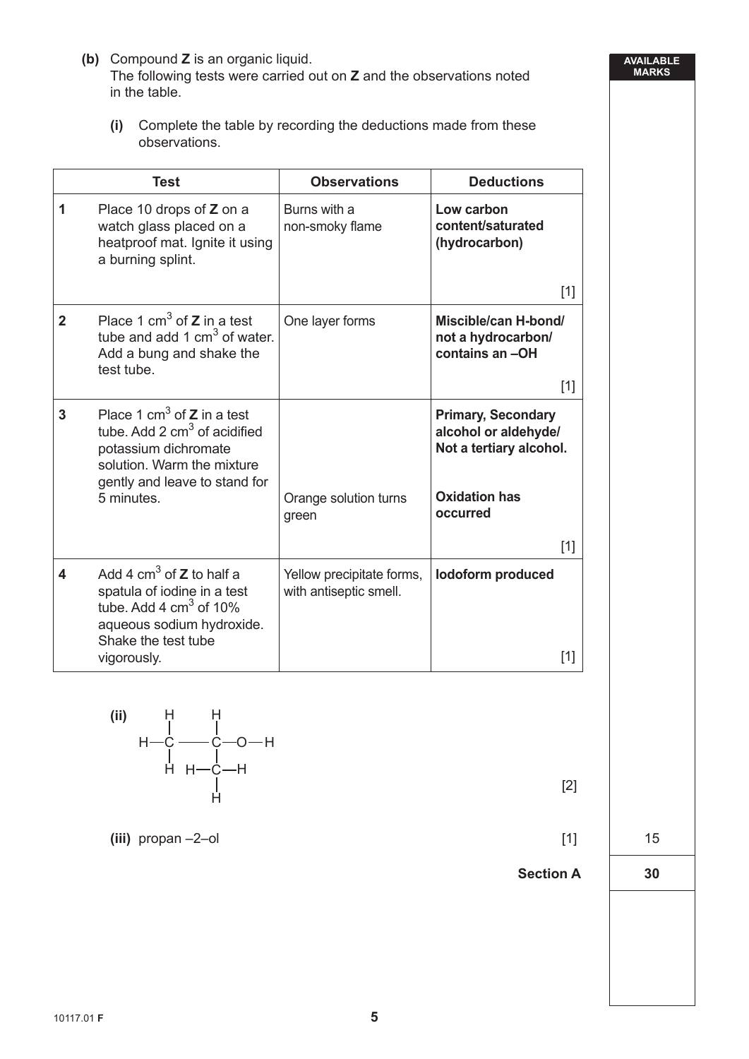**(b)** Compound **Z** is an organic liquid.
The following tests were carried out on **Z** and the observations noted in the table.

**(i)** Complete the table by recording the deductions made from these observations.

| | Test | Observations | Deductions |
|---|---|---|---|
| 1 | Place 10 drops of **Z** on a watch glass placed on a heatproof mat. Ignite it using a burning splint. | Burns with a non-smoky flame | **Low carbon content/saturated (hydrocarbon)** [1] |
| 2 | Place 1 $cm^3$ of **Z** in a test tube and add 1 $cm^3$ of water. Add a bung and shake the test tube. | One layer forms | **Miscible/can H-bond/ not a hydrocarbon/ contains an –OH** [1] |
| 3 | Place 1 $cm^3$ of **Z** in a test tube. Add 2 $cm^3$ of acidified potassium dichromate solution. Warm the mixture gently and leave to stand for 5 minutes. | Orange solution turns green | **Primary, Secondary alcohol or aldehyde/ Not a tertiary alcohol.** **Oxidation has occurred** [1] |
| 4 | Add 4 $cm^3$ of **Z** to half a spatula of iodine in a test tube. Add 4 $cm^3$ of 10% aqueous sodium hydroxide. Shake the test tube vigorously. | Yellow precipitate forms, with antiseptic smell. | **Iodoform produced** [1] |

**(ii)**

$$CH_3-CH(OH)-CH_3$$

[2]

**(iii)** propan –2–ol [1]

15

**Section A** 30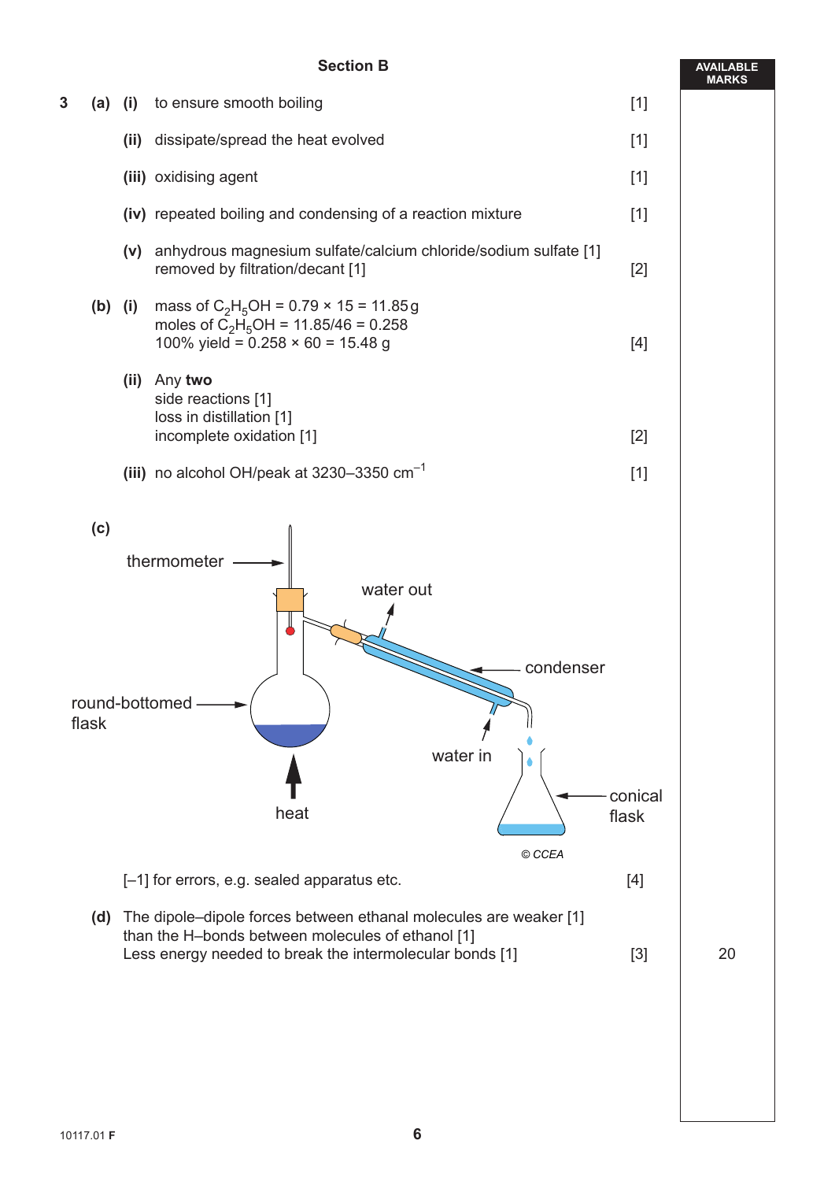## Section B

AVAILABLE MARKS

**3** **(a)** **(i)** to ensure smooth boiling [1]

**(ii)** dissipate/spread the heat evolved [1]

**(iii)** oxidising agent [1]

**(iv)** repeated boiling and condensing of a reaction mixture [1]

**(v)** anhydrous magnesium sulfate/calcium chloride/sodium sulfate [1]
removed by filtration/decant [1] [2]

**(b)** **(i)** mass of $C_2H_5OH$ = 0.79 × 15 = 11.85 g
moles of $C_2H_5OH$ = 11.85/46 = 0.258
100% yield = 0.258 × 60 = 15.48 g [4]

**(ii)** Any **two**
side reactions [1]
loss in distillation [1]
incomplete oxidation [1] [2]

**(iii)** no alcohol OH/peak at 3230–3350 $cm^{-1}$ [1]

**(c)**

thermometer
water out
condenser
round-bottomed flask
water in
heat
conical flask

© CCEA

[–1] for errors, e.g. sealed apparatus etc. [4]

**(d)** The dipole–dipole forces between ethanal molecules are weaker [1]
than the H–bonds between molecules of ethanol [1]
Less energy needed to break the intermolecular bonds [1] [3]

20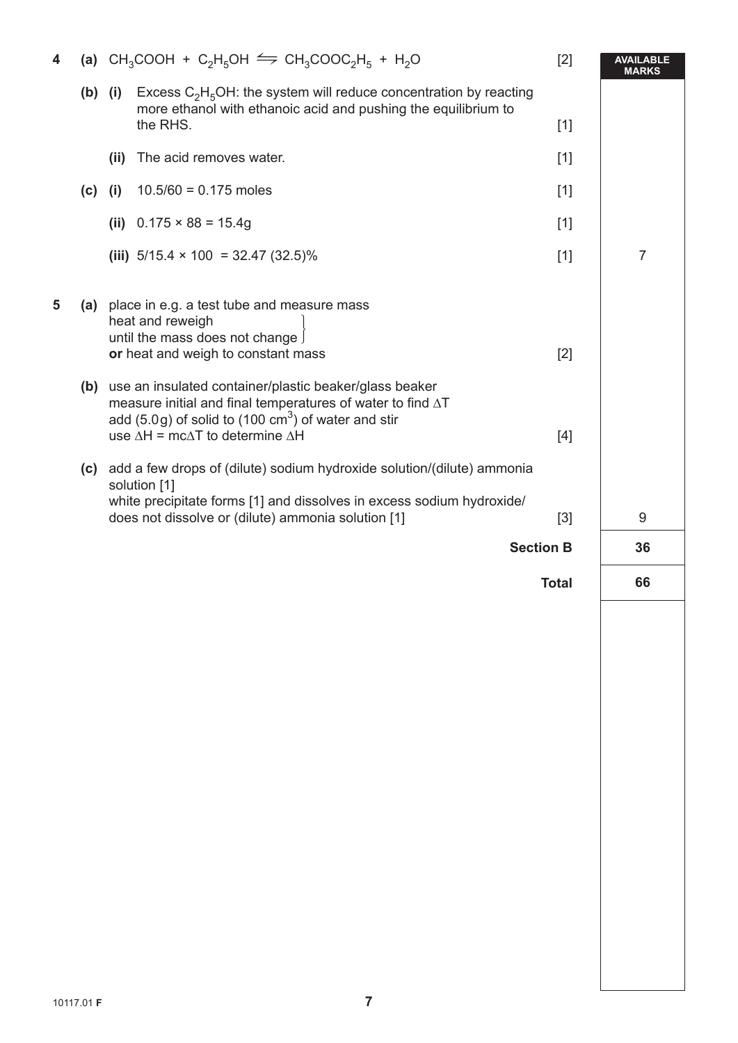| | | | | | AVAILABLE MARKS |
|---|---|---|---|---|---|
| 4 | (a) | | $CH_3COOH + C_2H_5OH \rightleftharpoons CH_3COOC_2H_5 + H_2O$ | [2] | |
| | (b) | (i) | Excess $C_2H_5OH$: the system will reduce concentration by reacting more ethanol with ethanoic acid and pushing the equilibrium to the RHS. | [1] | |
| | | (ii) | The acid removes water. | [1] | |
| | (c) | (i) | $10.5/60 = 0.175$ moles | [1] | |
| | | (ii) | $0.175 \times 88 = 15.4$g | [1] | |
| | | (iii) | $5/15.4 \times 100 = 32.47$ (32.5)% | [1] | 7 |
| 5 | (a) | | place in e.g. a test tube and measure mass<br>heat and reweigh } until the mass does not change }<br>**or** heat and weigh to constant mass | [2] | |
| | (b) | | use an insulated container/plastic beaker/glass beaker<br>measure initial and final temperatures of water to find $\Delta T$<br>add (5.0g) of solid to (100 $cm^3$) of water and stir<br>use $\Delta H = mc\Delta T$ to determine $\Delta H$ | [4] | |
| | (c) | | add a few drops of (dilute) sodium hydroxide solution/(dilute) ammonia solution [1]<br>white precipitate forms [1] and dissolves in excess sodium hydroxide/ does not dissolve or (dilute) ammonia solution [1] | [3] | 9 |
| | | | | **Section B** | **36** |
| | | | | **Total** | **66** |